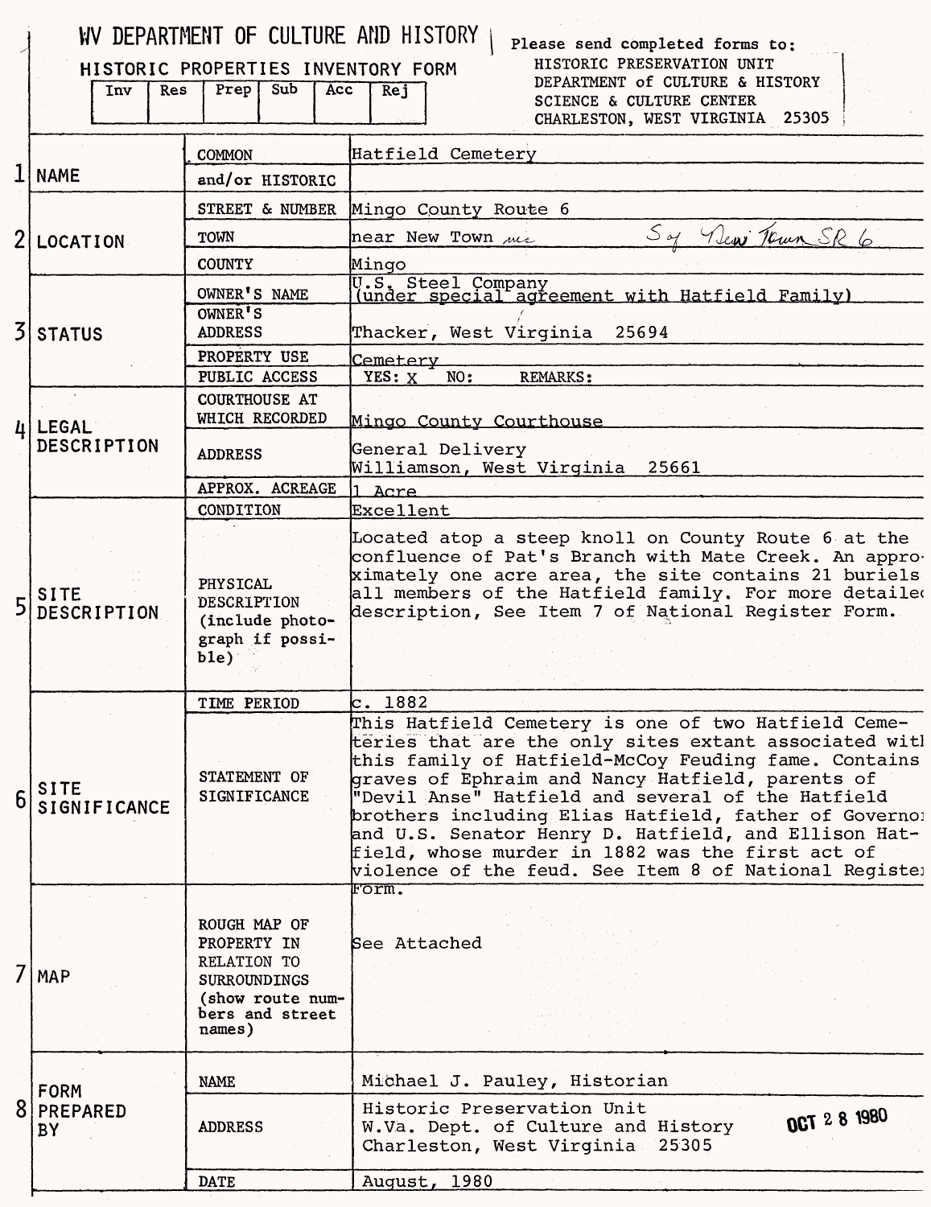# WV DEPARTMENT OF CULTURE AND HISTORY

## HISTORIC PROPERTIES INVENTORY FORM

| Inv | Res | Prep | Sub | Acc | Rej |
|---|---|---|---|---|---|
| | | | | | |

Please send completed forms to:
HISTORIC PRESERVATION UNIT
DEPARTMENT of CULTURE & HISTORY
SCIENCE & CULTURE CENTER
CHARLESTON, WEST VIRGINIA 25305

| | | | |
|---|---|---|---|
| 1 | NAME | COMMON | Hatfield Cemetery |
| | | and/or HISTORIC | |
| 2 | LOCATION | STREET & NUMBER | Mingo County Route 6 |
| | | TOWN | near New Town S of New Town SR 6 |
| | | COUNTY | Mingo |
| 3 | STATUS | OWNER'S NAME | U.S. Steel Company (under special agreement with Hatfield Family) |
| | | OWNER'S ADDRESS | Thacker, West Virginia 25694 |
| | | PROPERTY USE | Cemetery |
| | | PUBLIC ACCESS | YES: X NO: REMARKS: |
| 4 | LEGAL DESCRIPTION | COURTHOUSE AT WHICH RECORDED | Mingo County Courthouse |
| | | ADDRESS | General Delivery<br>Williamson, West Virginia 25661 |
| | | APPROX. ACREAGE | 1 Acre |
| 5 | SITE DESCRIPTION | CONDITION | Excellent |
| | | PHYSICAL DESCRIPTION (include photograph if possible) | Located atop a steep knoll on County Route 6 at the confluence of Pat's Branch with Mate Creek. An approximately one acre area, the site contains 21 buriels all members of the Hatfield family. For more detailed description, See Item 7 of National Register Form. |
| 6 | SITE SIGNIFICANCE | TIME PERIOD | c. 1882 |
| | | STATEMENT OF SIGNIFICANCE | This Hatfield Cemetery is one of two Hatfield Cemeteries that are the only sites extant associated with this family of Hatfield-McCoy Feuding fame. Contains graves of Ephraim and Nancy Hatfield, parents of "Devil Anse" Hatfield and several of the Hatfield brothers including Elias Hatfield, father of Governor and U.S. Senator Henry D. Hatfield, and Ellison Hatfield, whose murder in 1882 was the first act of violence of the feud. See Item 8 of National Register Form. |
| 7 | MAP | ROUGH MAP OF PROPERTY IN RELATION TO SURROUNDINGS (show route numbers and street names) | See Attached |
| 8 | FORM PREPARED BY | NAME | Michael J. Pauley, Historian |
| | | ADDRESS | Historic Preservation Unit<br>W.Va. Dept. of Culture and History<br>Charleston, West Virginia 25305 |
| | | DATE | August, 1980 |

OCT 28 1980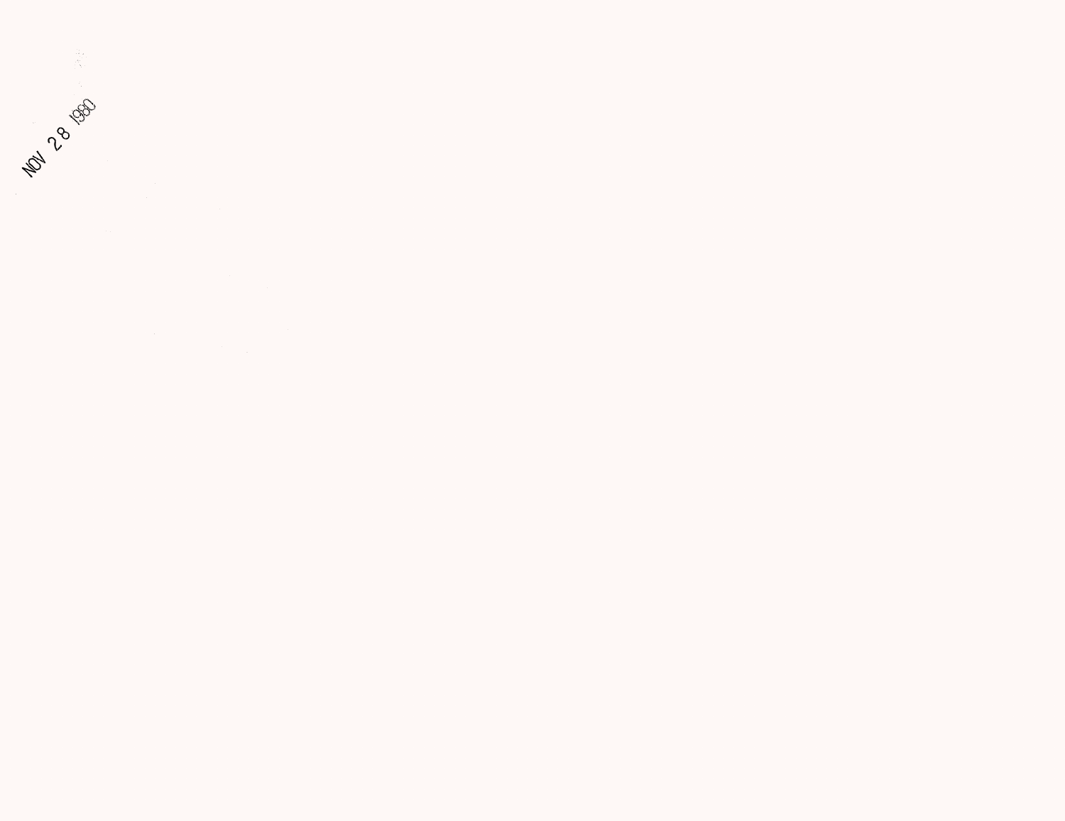NOV 28 1980